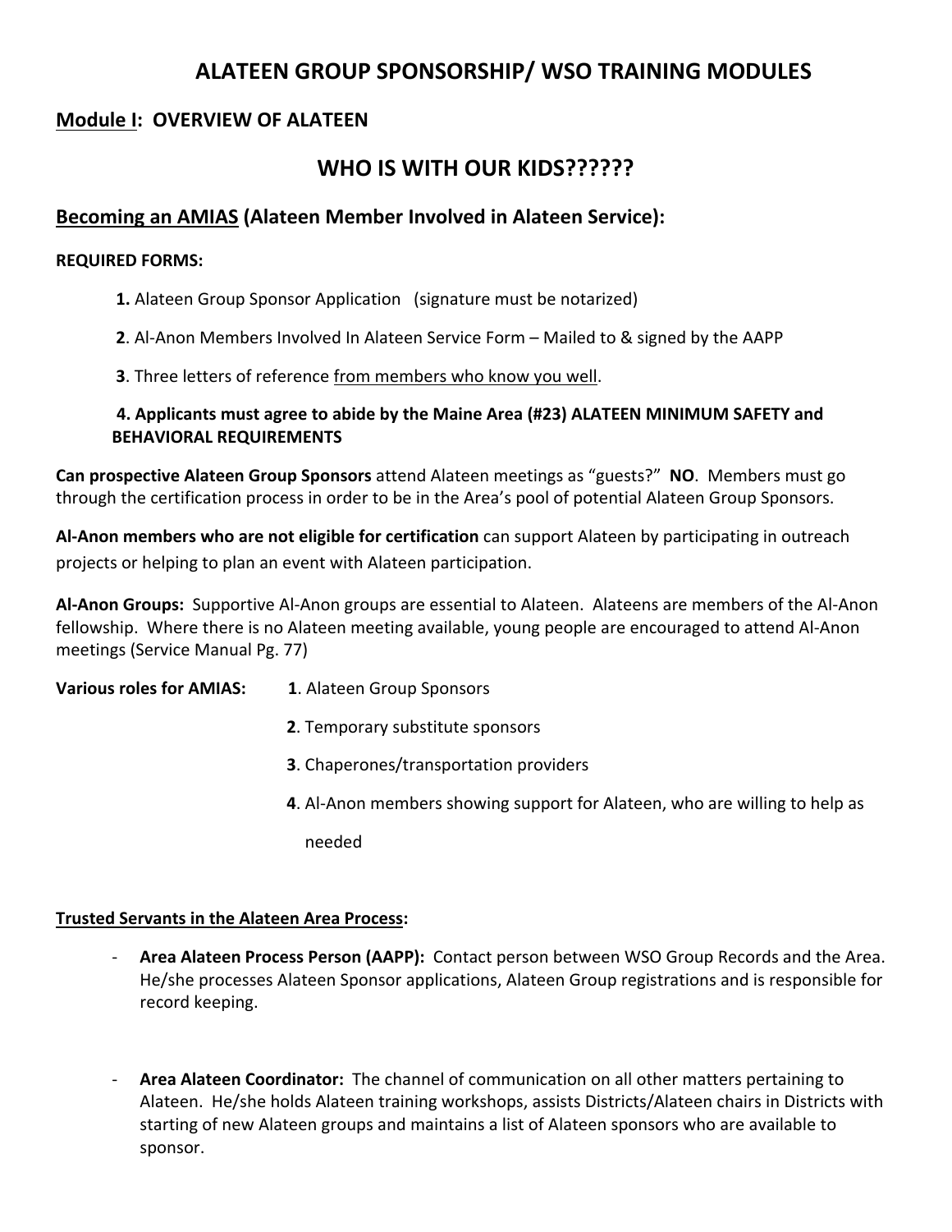# ALATEEN GROUP SPONSORSHIP/ WSO TRAINING MODULES

## Module I: OVERVIEW OF ALATEEN

## WHO IS WITH OUR KIDS??????

### Becoming an AMIAS (Alateen Member Involved in Alateen Service):

**REQUIRED FORMS:**

**1.** Alateen Group Sponsor Application (signature must be notarized)

**2**. Al-Anon Members Involved In Alateen Service Form – Mailed to & signed by the AAPP

**3**. Three letters of reference from members who know you well.

**4. Applicants must agree to abide by the Maine Area (#23) ALATEEN MINIMUM SAFETY and BEHAVIORAL REQUIREMENTS**

**Can prospective Alateen Group Sponsors** attend Alateen meetings as "guests?" **NO**. Members must go through the certification process in order to be in the Area's pool of potential Alateen Group Sponsors.

**Al-Anon members who are not eligible for certification** can support Alateen by participating in outreach projects or helping to plan an event with Alateen participation.

**Al-Anon Groups:** Supportive Al-Anon groups are essential to Alateen. Alateens are members of the Al-Anon fellowship. Where there is no Alateen meeting available, young people are encouraged to attend Al-Anon meetings (Service Manual Pg. 77)

**Various roles for AMIAS:**

**1**. Alateen Group Sponsors

**2**. Temporary substitute sponsors

**3**. Chaperones/transportation providers

**4**. Al-Anon members showing support for Alateen, who are willing to help as needed

### Trusted Servants in the Alateen Area Process:

- **Area Alateen Process Person (AAPP):** Contact person between WSO Group Records and the Area. He/she processes Alateen Sponsor applications, Alateen Group registrations and is responsible for record keeping.

- **Area Alateen Coordinator:** The channel of communication on all other matters pertaining to Alateen. He/she holds Alateen training workshops, assists Districts/Alateen chairs in Districts with starting of new Alateen groups and maintains a list of Alateen sponsors who are available to sponsor.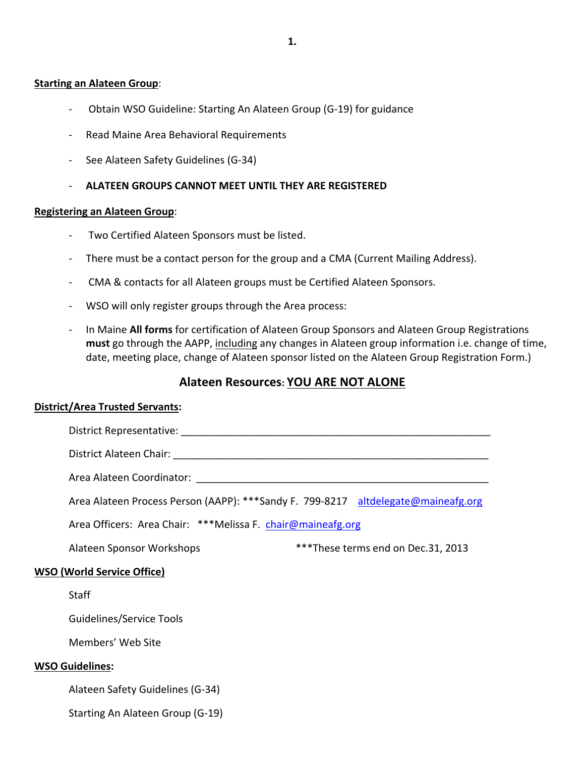**<u>Starting an Alateen Group</u>**:

- Obtain WSO Guideline: Starting An Alateen Group (G-19) for guidance
- Read Maine Area Behavioral Requirements
- See Alateen Safety Guidelines (G-34)
- **ALATEEN GROUPS CANNOT MEET UNTIL THEY ARE REGISTERED**

**<u>Registering an Alateen Group</u>**:

- Two Certified Alateen Sponsors must be listed.
- There must be a contact person for the group and a CMA (Current Mailing Address).
- CMA & contacts for all Alateen groups must be Certified Alateen Sponsors.
- WSO will only register groups through the Area process:
- In Maine **All forms** for certification of Alateen Group Sponsors and Alateen Group Registrations **must** go through the AAPP, <u>including</u> any changes in Alateen group information i.e. change of time, date, meeting place, change of Alateen sponsor listed on the Alateen Group Registration Form.)

## Alateen Resources: <u>YOU ARE NOT ALONE</u>

**<u>District/Area Trusted Servants</u>:**

District Representative: ________________________________________________________

District Alateen Chair: _________________________________________________________

Area Alateen Coordinator: ______________________________________________________

Area Alateen Process Person (AAPP): ***Sandy F. 799-8217 altdelegate@maineafg.org

Area Officers: Area Chair: ***Melissa F. chair@maineafg.org

Alateen Sponsor Workshops ***These terms end on Dec.31, 2013

**<u>WSO (World Service Office)</u>**

Staff

Guidelines/Service Tools

Members' Web Site

**<u>WSO Guidelines</u>:**

Alateen Safety Guidelines (G-34)

Starting An Alateen Group (G-19)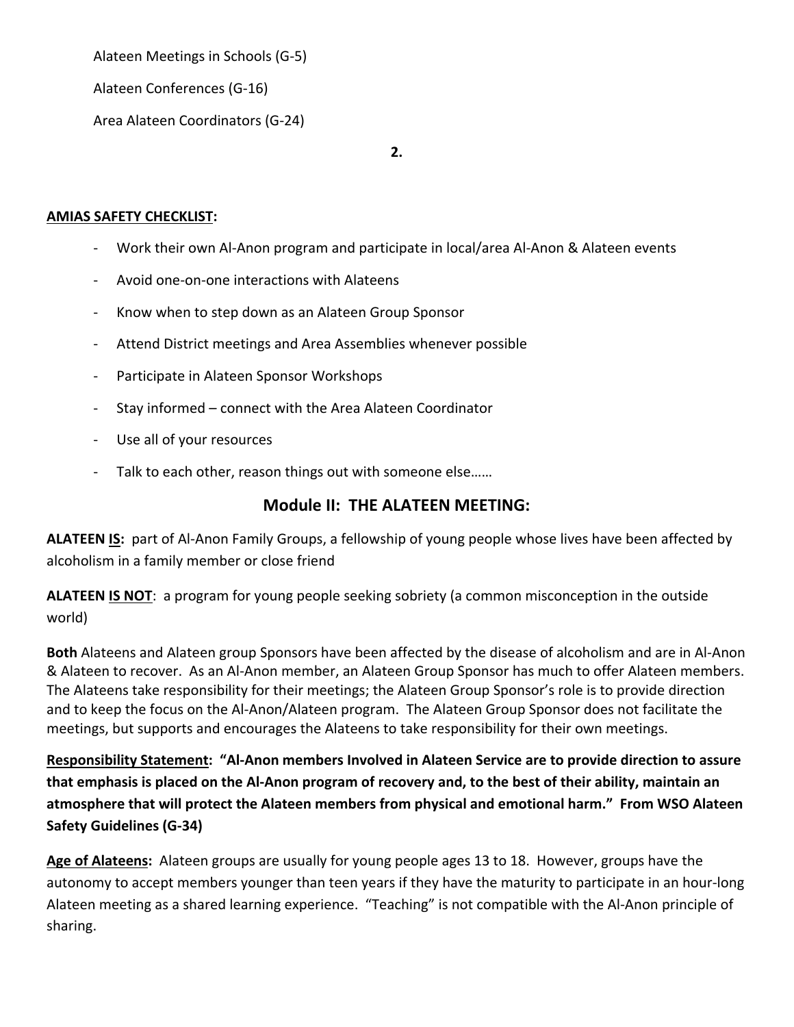Alateen Meetings in Schools (G-5)

Alateen Conferences (G-16)

Area Alateen Coordinators (G-24)

**2.**

**AMIAS SAFETY CHECKLIST:**

- Work their own Al-Anon program and participate in local/area Al-Anon & Alateen events
- Avoid one-on-one interactions with Alateens
- Know when to step down as an Alateen Group Sponsor
- Attend District meetings and Area Assemblies whenever possible
- Participate in Alateen Sponsor Workshops
- Stay informed – connect with the Area Alateen Coordinator
- Use all of your resources
- Talk to each other, reason things out with someone else……

## Module II: THE ALATEEN MEETING:

**ALATEEN IS:** part of Al-Anon Family Groups, a fellowship of young people whose lives have been affected by alcoholism in a family member or close friend

**ALATEEN IS NOT**: a program for young people seeking sobriety (a common misconception in the outside world)

**Both** Alateens and Alateen group Sponsors have been affected by the disease of alcoholism and are in Al-Anon & Alateen to recover. As an Al-Anon member, an Alateen Group Sponsor has much to offer Alateen members. The Alateens take responsibility for their meetings; the Alateen Group Sponsor's role is to provide direction and to keep the focus on the Al-Anon/Alateen program. The Alateen Group Sponsor does not facilitate the meetings, but supports and encourages the Alateens to take responsibility for their own meetings.

**Responsibility Statement: "Al-Anon members Involved in Alateen Service are to provide direction to assure that emphasis is placed on the Al-Anon program of recovery and, to the best of their ability, maintain an atmosphere that will protect the Alateen members from physical and emotional harm." From WSO Alateen Safety Guidelines (G-34)**

**Age of Alateens:** Alateen groups are usually for young people ages 13 to 18. However, groups have the autonomy to accept members younger than teen years if they have the maturity to participate in an hour-long Alateen meeting as a shared learning experience. "Teaching" is not compatible with the Al-Anon principle of sharing.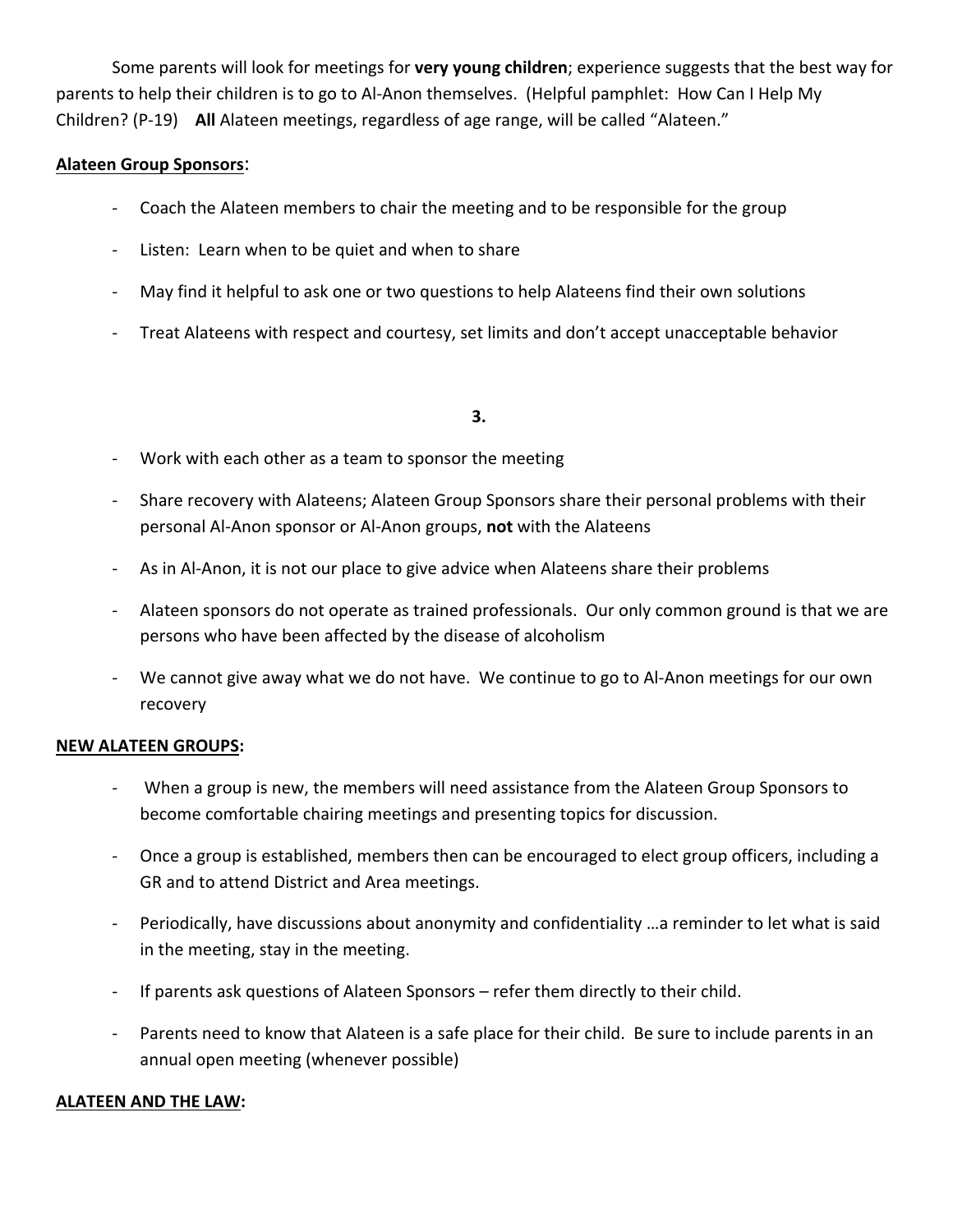Some parents will look for meetings for **very young children**; experience suggests that the best way for parents to help their children is to go to Al-Anon themselves. (Helpful pamphlet: How Can I Help My Children? (P-19) **All** Alateen meetings, regardless of age range, will be called "Alateen."

**Alateen Group Sponsors**:

- Coach the Alateen members to chair the meeting and to be responsible for the group
- Listen: Learn when to be quiet and when to share
- May find it helpful to ask one or two questions to help Alateens find their own solutions
- Treat Alateens with respect and courtesy, set limits and don't accept unacceptable behavior
- Work with each other as a team to sponsor the meeting
- Share recovery with Alateens; Alateen Group Sponsors share their personal problems with their personal Al-Anon sponsor or Al-Anon groups, **not** with the Alateens
- As in Al-Anon, it is not our place to give advice when Alateens share their problems
- Alateen sponsors do not operate as trained professionals. Our only common ground is that we are persons who have been affected by the disease of alcoholism
- We cannot give away what we do not have. We continue to go to Al-Anon meetings for our own recovery

**NEW ALATEEN GROUPS:**

- When a group is new, the members will need assistance from the Alateen Group Sponsors to become comfortable chairing meetings and presenting topics for discussion.
- Once a group is established, members then can be encouraged to elect group officers, including a GR and to attend District and Area meetings.
- Periodically, have discussions about anonymity and confidentiality …a reminder to let what is said in the meeting, stay in the meeting.
- If parents ask questions of Alateen Sponsors – refer them directly to their child.
- Parents need to know that Alateen is a safe place for their child. Be sure to include parents in an annual open meeting (whenever possible)

**ALATEEN AND THE LAW:**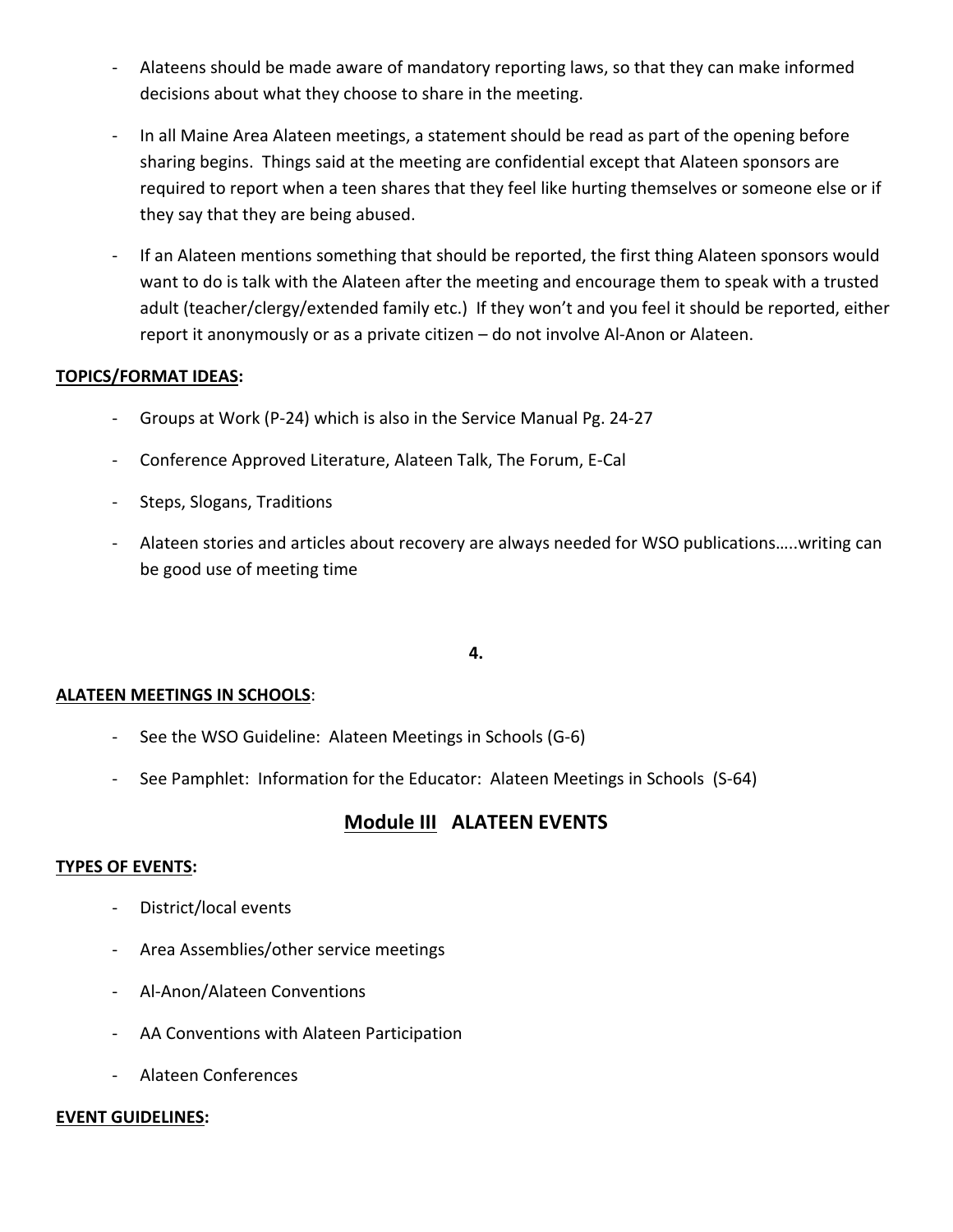- Alateens should be made aware of mandatory reporting laws, so that they can make informed decisions about what they choose to share in the meeting.
- In all Maine Area Alateen meetings, a statement should be read as part of the opening before sharing begins. Things said at the meeting are confidential except that Alateen sponsors are required to report when a teen shares that they feel like hurting themselves or someone else or if they say that they are being abused.
- If an Alateen mentions something that should be reported, the first thing Alateen sponsors would want to do is talk with the Alateen after the meeting and encourage them to speak with a trusted adult (teacher/clergy/extended family etc.) If they won't and you feel it should be reported, either report it anonymously or as a private citizen – do not involve Al-Anon or Alateen.

**TOPICS/FORMAT IDEAS:**

- Groups at Work (P-24) which is also in the Service Manual Pg. 24-27
- Conference Approved Literature, Alateen Talk, The Forum, E-Cal
- Steps, Slogans, Traditions
- Alateen stories and articles about recovery are always needed for WSO publications…..writing can be good use of meeting time

**4.**

**ALATEEN MEETINGS IN SCHOOLS**:

- See the WSO Guideline: Alateen Meetings in Schools (G-6)
- See Pamphlet: Information for the Educator: Alateen Meetings in Schools (S-64)

## Module III ALATEEN EVENTS

**TYPES OF EVENTS:**

- District/local events
- Area Assemblies/other service meetings
- Al-Anon/Alateen Conventions
- AA Conventions with Alateen Participation
- Alateen Conferences

**EVENT GUIDELINES:**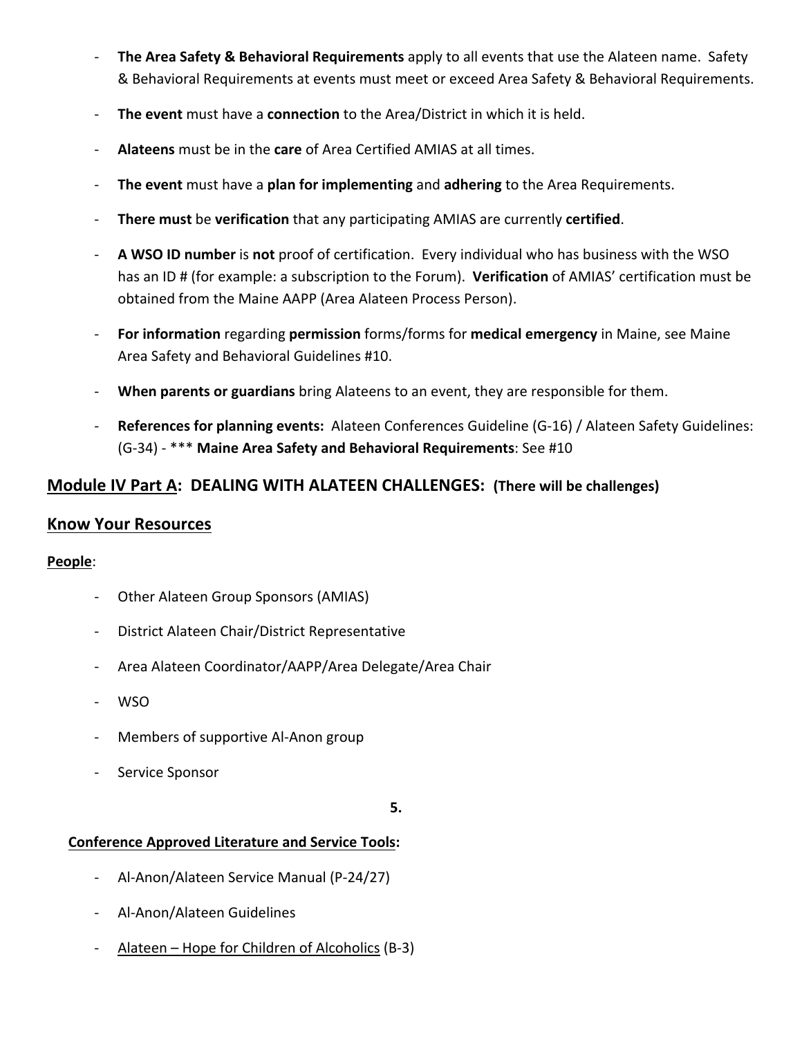- **The Area Safety & Behavioral Requirements** apply to all events that use the Alateen name. Safety & Behavioral Requirements at events must meet or exceed Area Safety & Behavioral Requirements.
- **The event** must have a **connection** to the Area/District in which it is held.
- **Alateens** must be in the **care** of Area Certified AMIAS at all times.
- **The event** must have a **plan for implementing** and **adhering** to the Area Requirements.
- **There must** be **verification** that any participating AMIAS are currently **certified**.
- **A WSO ID number** is **not** proof of certification. Every individual who has business with the WSO has an ID # (for example: a subscription to the Forum). **Verification** of AMIAS' certification must be obtained from the Maine AAPP (Area Alateen Process Person).
- **For information** regarding **permission** forms/forms for **medical emergency** in Maine, see Maine Area Safety and Behavioral Guidelines #10.
- **When parents or guardians** bring Alateens to an event, they are responsible for them.
- **References for planning events:** Alateen Conferences Guideline (G-16) / Alateen Safety Guidelines: (G-34) - *** **Maine Area Safety and Behavioral Requirements**: See #10

## Module IV Part A: DEALING WITH ALATEEN CHALLENGES: (There will be challenges)

## Know Your Resources

**People**:

- Other Alateen Group Sponsors (AMIAS)
- District Alateen Chair/District Representative
- Area Alateen Coordinator/AAPP/Area Delegate/Area Chair
- WSO
- Members of supportive Al-Anon group
- Service Sponsor

**Conference Approved Literature and Service Tools:**

- Al-Anon/Alateen Service Manual (P-24/27)
- Al-Anon/Alateen Guidelines
- Alateen – Hope for Children of Alcoholics (B-3)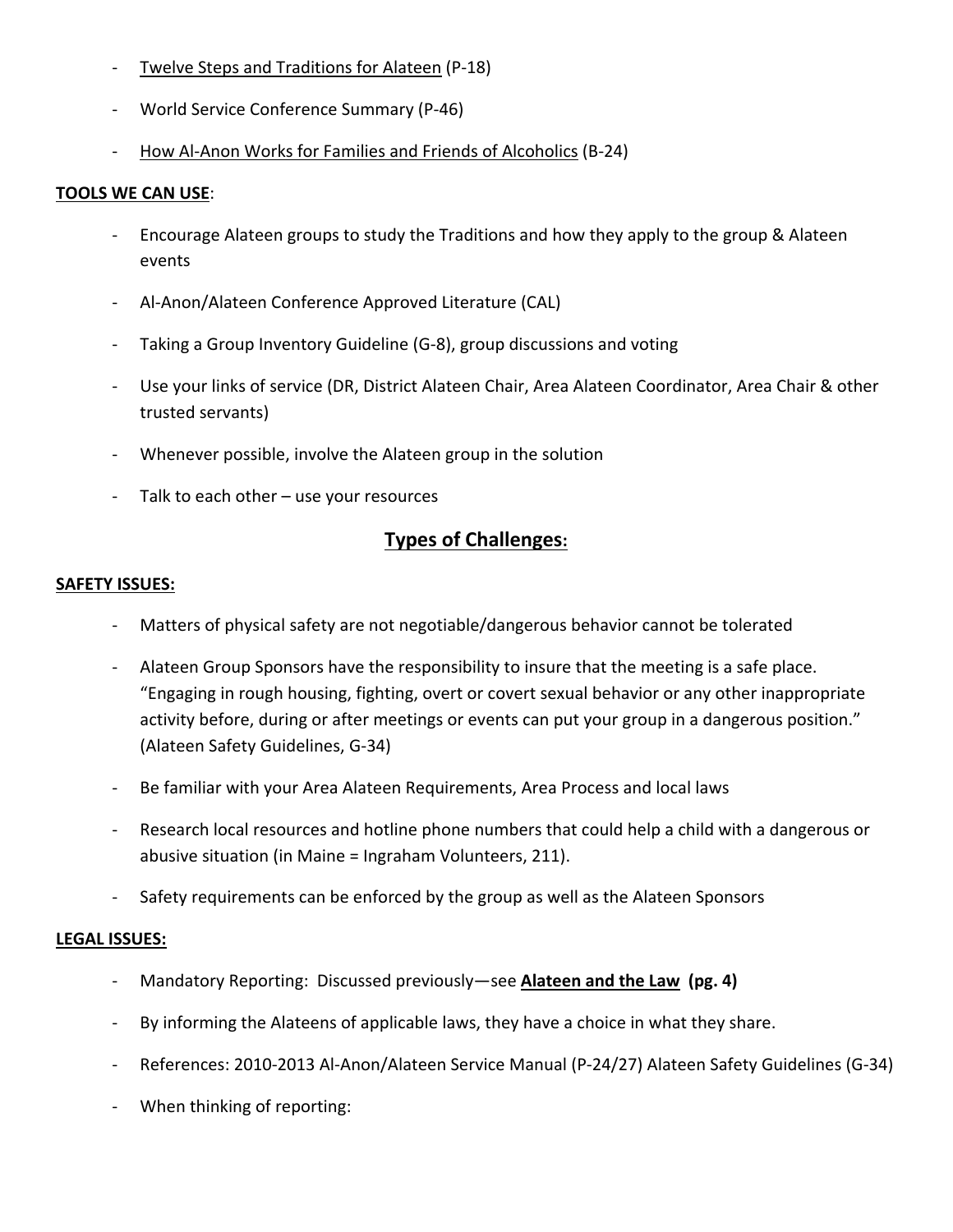- Twelve Steps and Traditions for Alateen (P-18)
- World Service Conference Summary (P-46)
- How Al-Anon Works for Families and Friends of Alcoholics (B-24)

**TOOLS WE CAN USE**:

- Encourage Alateen groups to study the Traditions and how they apply to the group & Alateen events
- Al-Anon/Alateen Conference Approved Literature (CAL)
- Taking a Group Inventory Guideline (G-8), group discussions and voting
- Use your links of service (DR, District Alateen Chair, Area Alateen Coordinator, Area Chair & other trusted servants)
- Whenever possible, involve the Alateen group in the solution
- Talk to each other – use your resources

## Types of Challenges:

**SAFETY ISSUES:**

- Matters of physical safety are not negotiable/dangerous behavior cannot be tolerated
- Alateen Group Sponsors have the responsibility to insure that the meeting is a safe place. "Engaging in rough housing, fighting, overt or covert sexual behavior or any other inappropriate activity before, during or after meetings or events can put your group in a dangerous position." (Alateen Safety Guidelines, G-34)
- Be familiar with your Area Alateen Requirements, Area Process and local laws
- Research local resources and hotline phone numbers that could help a child with a dangerous or abusive situation (in Maine = Ingraham Volunteers, 211).
- Safety requirements can be enforced by the group as well as the Alateen Sponsors

**LEGAL ISSUES:**

- Mandatory Reporting: Discussed previously—see **Alateen and the Law (pg. 4)**
- By informing the Alateens of applicable laws, they have a choice in what they share.
- References: 2010-2013 Al-Anon/Alateen Service Manual (P-24/27) Alateen Safety Guidelines (G-34)
- When thinking of reporting: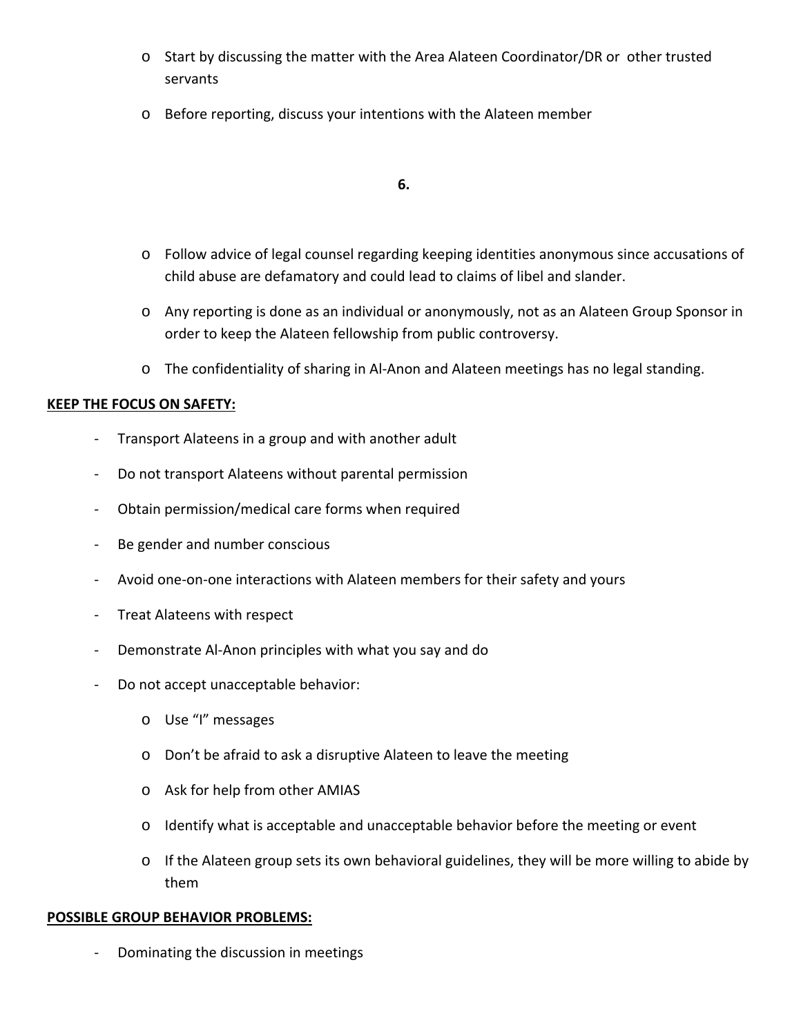- Start by discussing the matter with the Area Alateen Coordinator/DR or other trusted servants
- Before reporting, discuss your intentions with the Alateen member

- Follow advice of legal counsel regarding keeping identities anonymous since accusations of child abuse are defamatory and could lead to claims of libel and slander.
- Any reporting is done as an individual or anonymously, not as an Alateen Group Sponsor in order to keep the Alateen fellowship from public controversy.
- The confidentiality of sharing in Al-Anon and Alateen meetings has no legal standing.

**KEEP THE FOCUS ON SAFETY:**

- Transport Alateens in a group and with another adult
- Do not transport Alateens without parental permission
- Obtain permission/medical care forms when required
- Be gender and number conscious
- Avoid one-on-one interactions with Alateen members for their safety and yours
- Treat Alateens with respect
- Demonstrate Al-Anon principles with what you say and do
- Do not accept unacceptable behavior:
  - Use "I" messages
  - Don't be afraid to ask a disruptive Alateen to leave the meeting
  - Ask for help from other AMIAS
  - Identify what is acceptable and unacceptable behavior before the meeting or event
  - If the Alateen group sets its own behavioral guidelines, they will be more willing to abide by them

**POSSIBLE GROUP BEHAVIOR PROBLEMS:**

- Dominating the discussion in meetings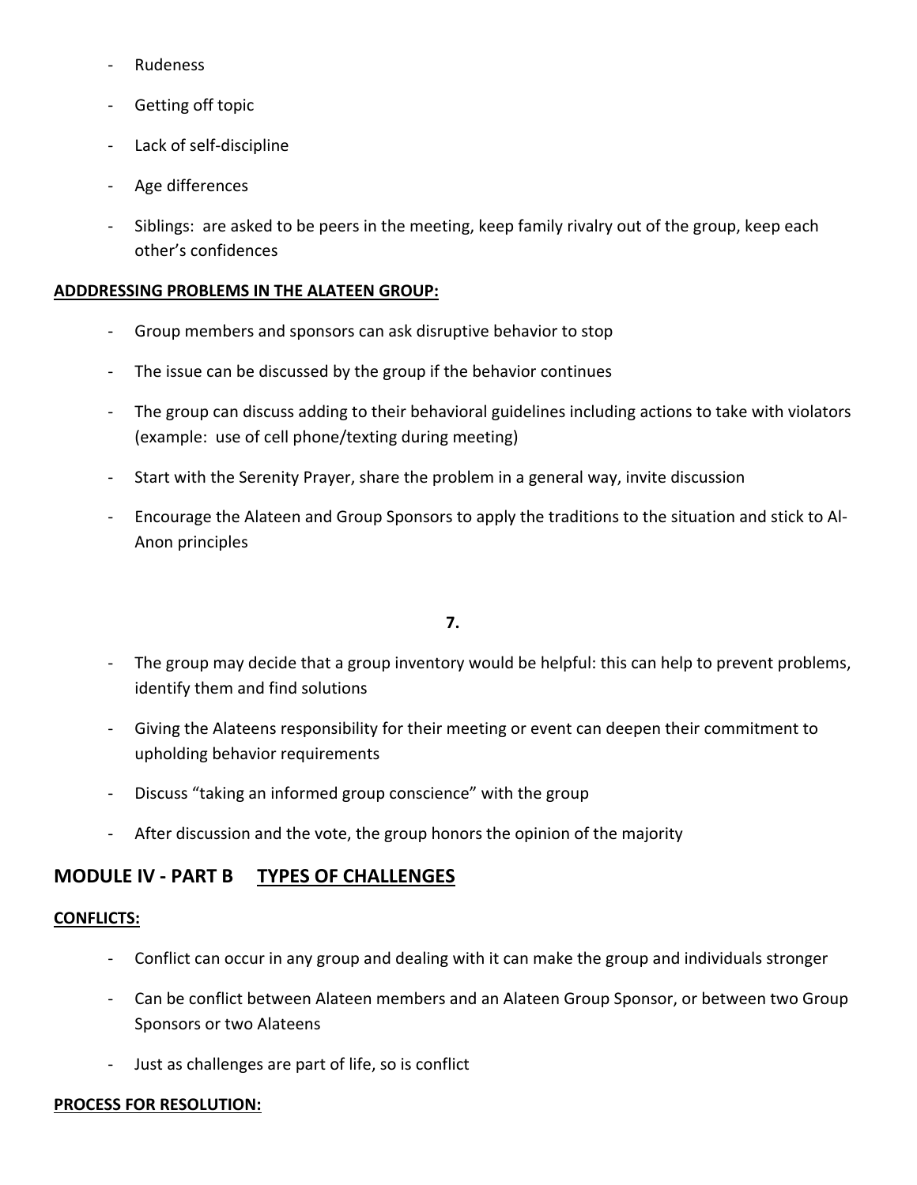- Rudeness
- Getting off topic
- Lack of self-discipline
- Age differences
- Siblings: are asked to be peers in the meeting, keep family rivalry out of the group, keep each other's confidences

**ADDDRESSING PROBLEMS IN THE ALATEEN GROUP:**

- Group members and sponsors can ask disruptive behavior to stop
- The issue can be discussed by the group if the behavior continues
- The group can discuss adding to their behavioral guidelines including actions to take with violators (example: use of cell phone/texting during meeting)
- Start with the Serenity Prayer, share the problem in a general way, invite discussion
- Encourage the Alateen and Group Sponsors to apply the traditions to the situation and stick to Al-Anon principles

- The group may decide that a group inventory would be helpful: this can help to prevent problems, identify them and find solutions
- Giving the Alateens responsibility for their meeting or event can deepen their commitment to upholding behavior requirements
- Discuss "taking an informed group conscience" with the group
- After discussion and the vote, the group honors the opinion of the majority

## MODULE IV - PART B <u>TYPES OF CHALLENGES</u>

**CONFLICTS:**

- Conflict can occur in any group and dealing with it can make the group and individuals stronger
- Can be conflict between Alateen members and an Alateen Group Sponsor, or between two Group Sponsors or two Alateens
- Just as challenges are part of life, so is conflict

**PROCESS FOR RESOLUTION:**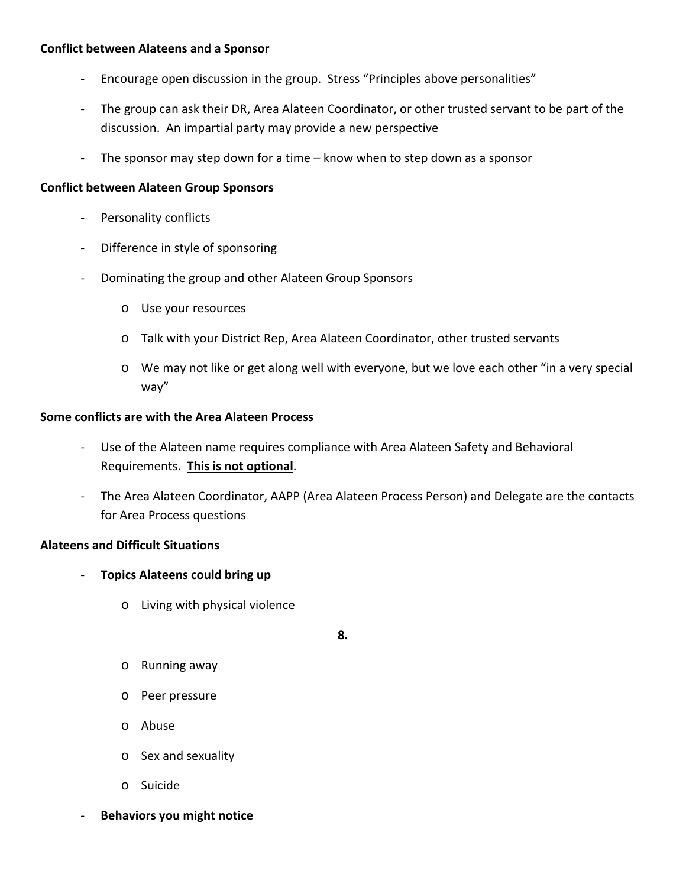**Conflict between Alateens and a Sponsor**

- Encourage open discussion in the group. Stress "Principles above personalities"
- The group can ask their DR, Area Alateen Coordinator, or other trusted servant to be part of the discussion. An impartial party may provide a new perspective
- The sponsor may step down for a time – know when to step down as a sponsor

**Conflict between Alateen Group Sponsors**

- Personality conflicts
- Difference in style of sponsoring
- Dominating the group and other Alateen Group Sponsors
  - Use your resources
  - Talk with your District Rep, Area Alateen Coordinator, other trusted servants
  - We may not like or get along well with everyone, but we love each other "in a very special way"

**Some conflicts are with the Area Alateen Process**

- Use of the Alateen name requires compliance with Area Alateen Safety and Behavioral Requirements. **<u>This is not optional</u>**.
- The Area Alateen Coordinator, AAPP (Area Alateen Process Person) and Delegate are the contacts for Area Process questions

**Alateens and Difficult Situations**

- **Topics Alateens could bring up**
  - Living with physical violence
  - Running away
  - Peer pressure
  - Abuse
  - Sex and sexuality
  - Suicide
- **Behaviors you might notice**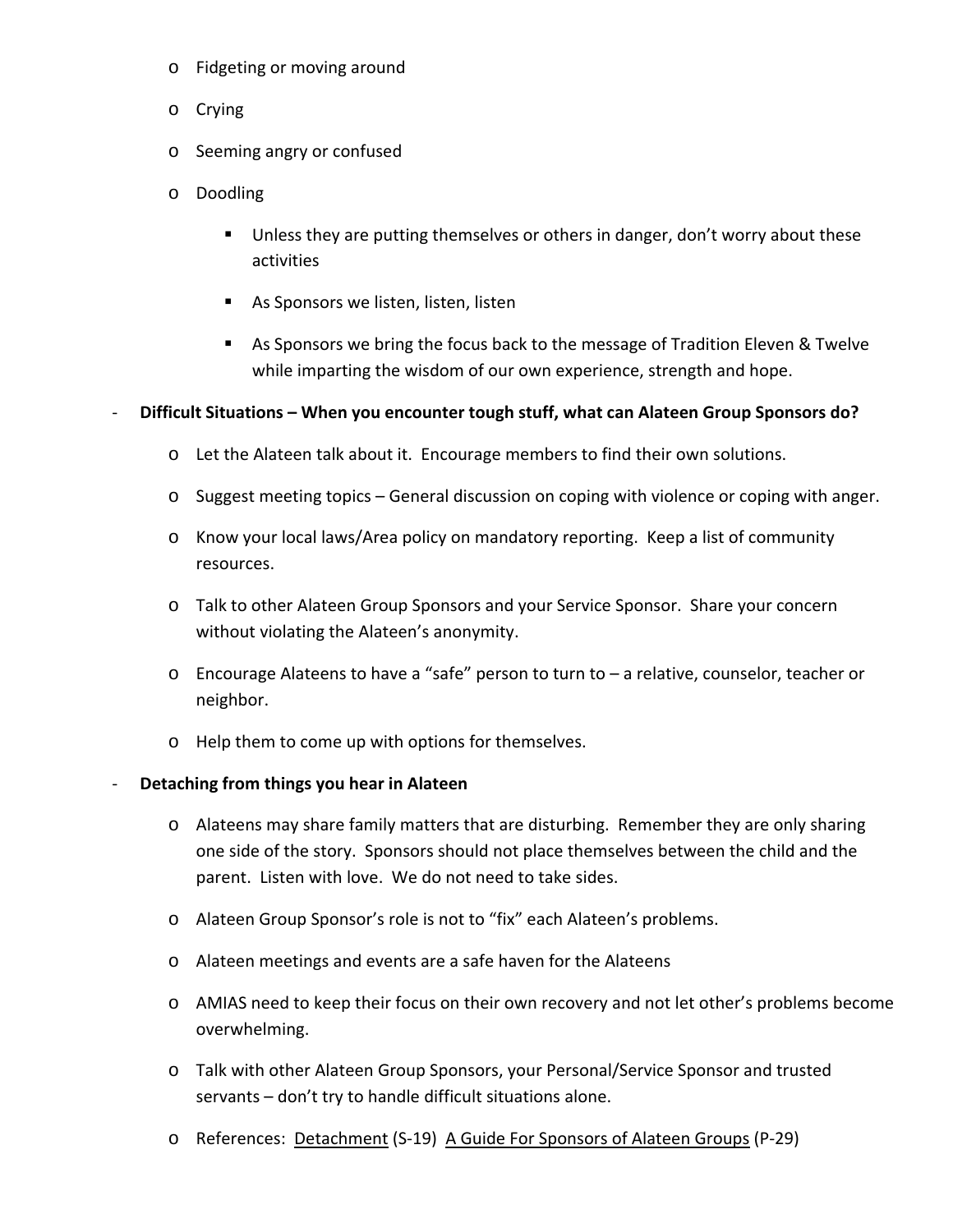- Fidgeting or moving around
   - Crying
   - Seeming angry or confused
   - Doodling
     - Unless they are putting themselves or others in danger, don't worry about these activities
     - As Sponsors we listen, listen, listen
     - As Sponsors we bring the focus back to the message of Tradition Eleven & Twelve while imparting the wisdom of our own experience, strength and hope.

- **Difficult Situations – When you encounter tough stuff, what can Alateen Group Sponsors do?**
   - Let the Alateen talk about it. Encourage members to find their own solutions.
   - Suggest meeting topics – General discussion on coping with violence or coping with anger.
   - Know your local laws/Area policy on mandatory reporting. Keep a list of community resources.
   - Talk to other Alateen Group Sponsors and your Service Sponsor. Share your concern without violating the Alateen's anonymity.
   - Encourage Alateens to have a "safe" person to turn to – a relative, counselor, teacher or neighbor.
   - Help them to come up with options for themselves.

- **Detaching from things you hear in Alateen**
   - Alateens may share family matters that are disturbing. Remember they are only sharing one side of the story. Sponsors should not place themselves between the child and the parent. Listen with love. We do not need to take sides.
   - Alateen Group Sponsor's role is not to "fix" each Alateen's problems.
   - Alateen meetings and events are a safe haven for the Alateens
   - AMIAS need to keep their focus on their own recovery and not let other's problems become overwhelming.
   - Talk with other Alateen Group Sponsors, your Personal/Service Sponsor and trusted servants – don't try to handle difficult situations alone.
   - References: <u>Detachment</u> (S-19) <u>A Guide For Sponsors of Alateen Groups</u> (P-29)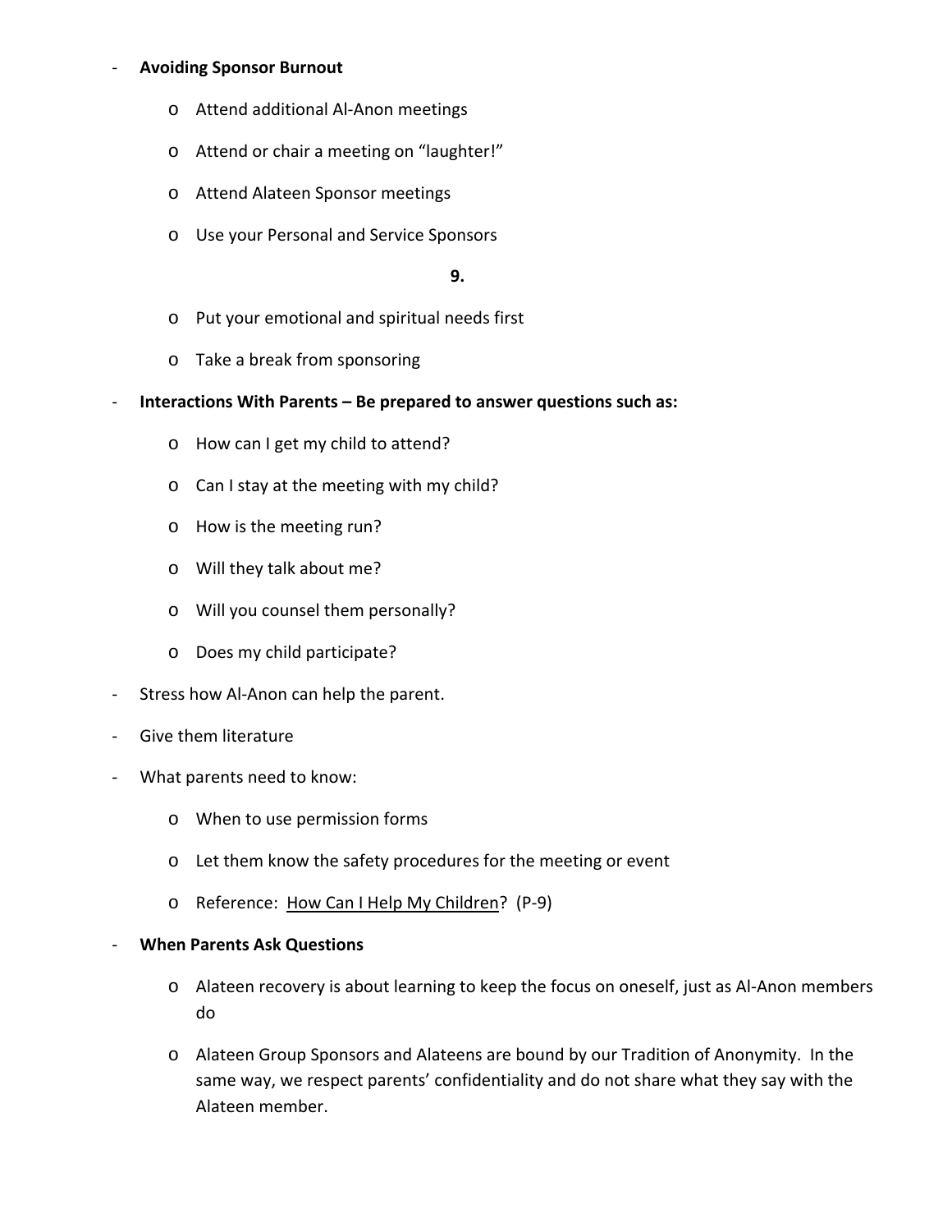- **Avoiding Sponsor Burnout**
    - Attend additional Al-Anon meetings
    - Attend or chair a meeting on "laughter!"
    - Attend Alateen Sponsor meetings
    - Use your Personal and Service Sponsors
    - Put your emotional and spiritual needs first
    - Take a break from sponsoring
- **Interactions With Parents – Be prepared to answer questions such as:**
    - How can I get my child to attend?
    - Can I stay at the meeting with my child?
    - How is the meeting run?
    - Will they talk about me?
    - Will you counsel them personally?
    - Does my child participate?
- Stress how Al-Anon can help the parent.
- Give them literature
- What parents need to know:
    - When to use permission forms
    - Let them know the safety procedures for the meeting or event
    - Reference: <u>How Can I Help My Children</u>? (P-9)
- **When Parents Ask Questions**
    - Alateen recovery is about learning to keep the focus on oneself, just as Al-Anon members do
    - Alateen Group Sponsors and Alateens are bound by our Tradition of Anonymity. In the same way, we respect parents' confidentiality and do not share what they say with the Alateen member.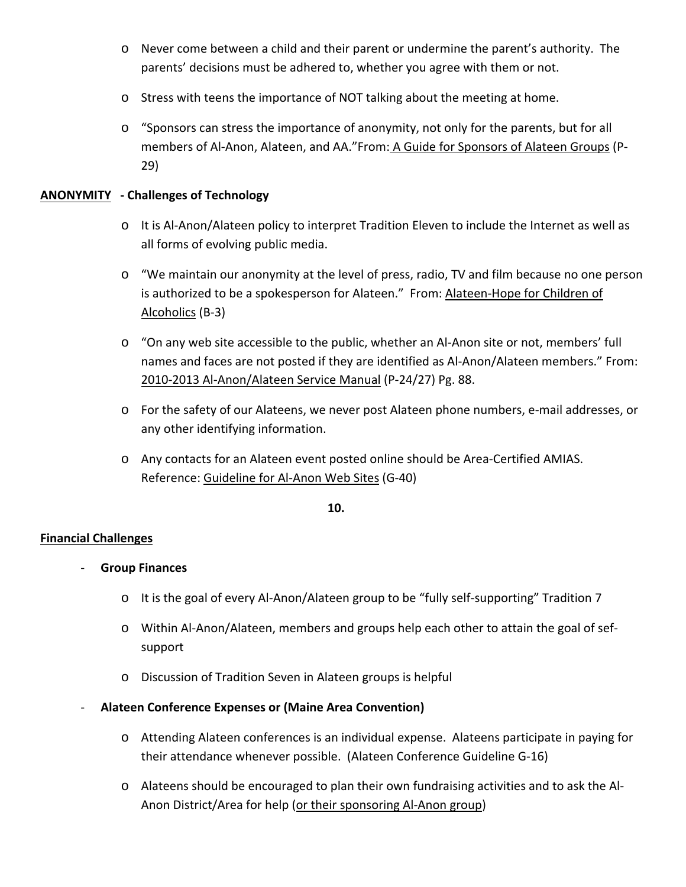- Never come between a child and their parent or undermine the parent's authority. The parents' decisions must be adhered to, whether you agree with them or not.
- Stress with teens the importance of NOT talking about the meeting at home.
- "Sponsors can stress the importance of anonymity, not only for the parents, but for all members of Al-Anon, Alateen, and AA."From: A Guide for Sponsors of Alateen Groups (P-29)

**ANONYMITY - Challenges of Technology**

- It is Al-Anon/Alateen policy to interpret Tradition Eleven to include the Internet as well as all forms of evolving public media.
- "We maintain our anonymity at the level of press, radio, TV and film because no one person is authorized to be a spokesperson for Alateen." From: Alateen-Hope for Children of Alcoholics (B-3)
- "On any web site accessible to the public, whether an Al-Anon site or not, members' full names and faces are not posted if they are identified as Al-Anon/Alateen members." From: 2010-2013 Al-Anon/Alateen Service Manual (P-24/27) Pg. 88.
- For the safety of our Alateens, we never post Alateen phone numbers, e-mail addresses, or any other identifying information.
- Any contacts for an Alateen event posted online should be Area-Certified AMIAS. Reference: Guideline for Al-Anon Web Sites (G-40)

**10.**

**Financial Challenges**

- **Group Finances**
  - It is the goal of every Al-Anon/Alateen group to be "fully self-supporting" Tradition 7
  - Within Al-Anon/Alateen, members and groups help each other to attain the goal of sef-support
  - Discussion of Tradition Seven in Alateen groups is helpful
- **Alateen Conference Expenses or (Maine Area Convention)**
  - Attending Alateen conferences is an individual expense. Alateens participate in paying for their attendance whenever possible. (Alateen Conference Guideline G-16)
  - Alateens should be encouraged to plan their own fundraising activities and to ask the Al-Anon District/Area for help (or their sponsoring Al-Anon group)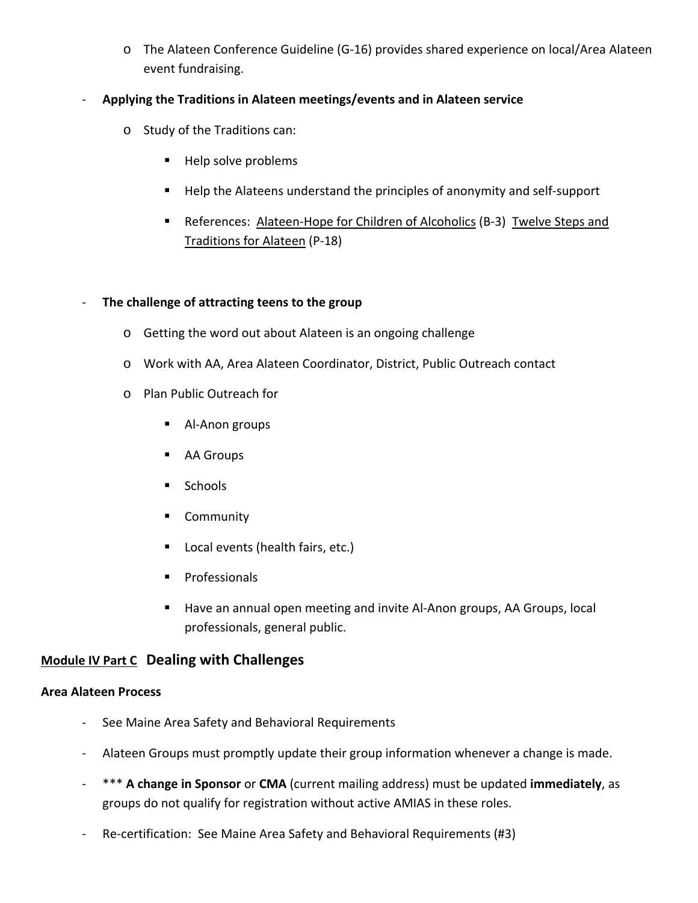- The Alateen Conference Guideline (G-16) provides shared experience on local/Area Alateen event fundraising.

- **Applying the Traditions in Alateen meetings/events and in Alateen service**
  - Study of the Traditions can:
    - Help solve problems
    - Help the Alateens understand the principles of anonymity and self-support
    - References: Alateen-Hope for Children of Alcoholics (B-3) Twelve Steps and Traditions for Alateen (P-18)

- **The challenge of attracting teens to the group**
  - Getting the word out about Alateen is an ongoing challenge
  - Work with AA, Area Alateen Coordinator, District, Public Outreach contact
  - Plan Public Outreach for
    - Al-Anon groups
    - AA Groups
    - Schools
    - Community
    - Local events (health fairs, etc.)
    - Professionals
    - Have an annual open meeting and invite Al-Anon groups, AA Groups, local professionals, general public.

## Module IV Part C Dealing with Challenges

**Area Alateen Process**

- See Maine Area Safety and Behavioral Requirements
- Alateen Groups must promptly update their group information whenever a change is made.
- *** **A change in Sponsor** or **CMA** (current mailing address) must be updated **immediately**, as groups do not qualify for registration without active AMIAS in these roles.
- Re-certification: See Maine Area Safety and Behavioral Requirements (#3)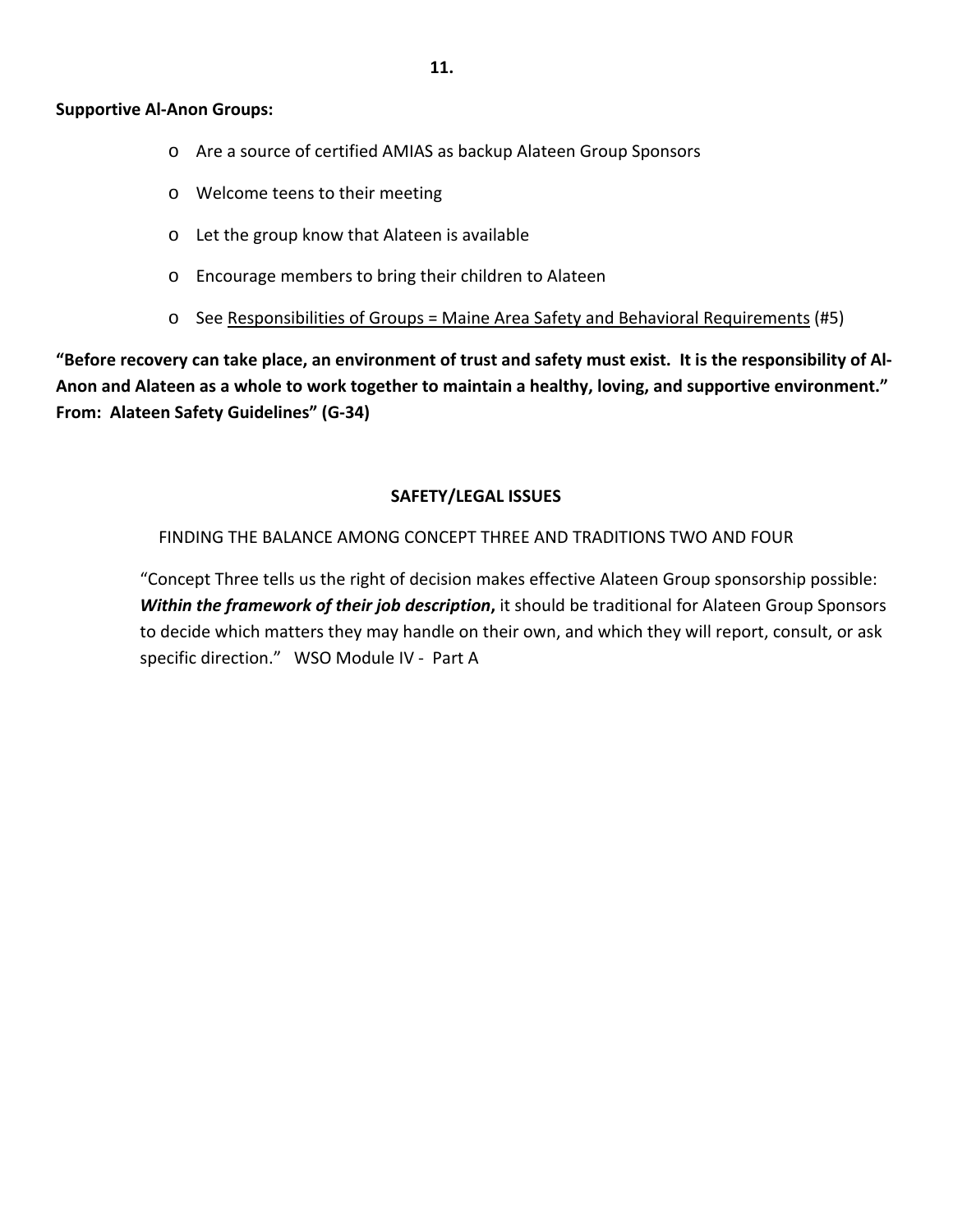**Supportive Al-Anon Groups:**

- Are a source of certified AMIAS as backup Alateen Group Sponsors
- Welcome teens to their meeting
- Let the group know that Alateen is available
- Encourage members to bring their children to Alateen
- See <u>Responsibilities of Groups = Maine Area Safety and Behavioral Requirements</u> (#5)

**"Before recovery can take place, an environment of trust and safety must exist. It is the responsibility of Al-Anon and Alateen as a whole to work together to maintain a healthy, loving, and supportive environment." From: Alateen Safety Guidelines" (G-34)**

## SAFETY/LEGAL ISSUES

FINDING THE BALANCE AMONG CONCEPT THREE AND TRADITIONS TWO AND FOUR

"Concept Three tells us the right of decision makes effective Alateen Group sponsorship possible: ***Within the framework of their job description*****,** it should be traditional for Alateen Group Sponsors to decide which matters they may handle on their own, and which they will report, consult, or ask specific direction." WSO Module IV - Part A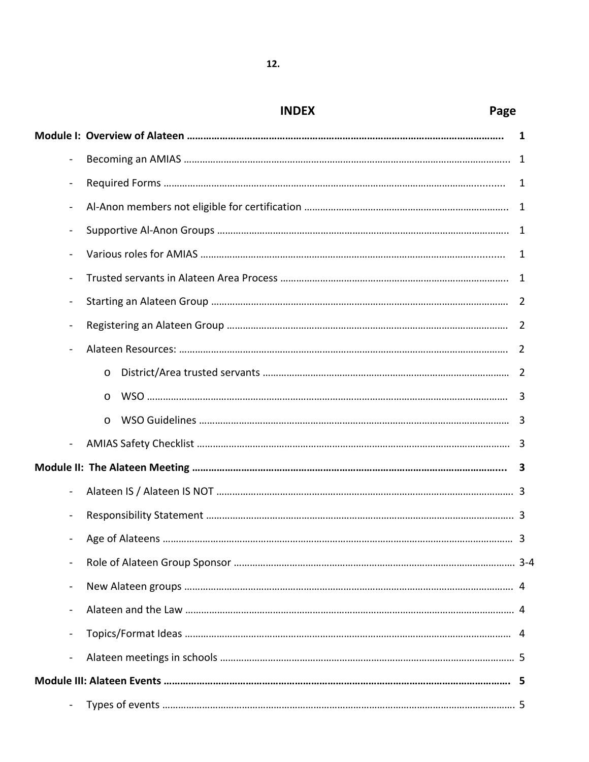12.

# INDEX

| | Page |
|---|---|
| **Module I: Overview of Alateen** | **1** |
| - Becoming an AMIAS | 1 |
| - Required Forms | 1 |
| - Al-Anon members not eligible for certification | 1 |
| - Supportive Al-Anon Groups | 1 |
| - Various roles for AMIAS | 1 |
| - Trusted servants in Alateen Area Process | 1 |
| - Starting an Alateen Group | 2 |
| - Registering an Alateen Group | 2 |
| - Alateen Resources: | 2 |
| o District/Area trusted servants | 2 |
| o WSO | 3 |
| o WSO Guidelines | 3 |
| - AMIAS Safety Checklist | 3 |
| **Module II: The Alateen Meeting** | **3** |
| - Alateen IS / Alateen IS NOT | 3 |
| - Responsibility Statement | 3 |
| - Age of Alateens | 3 |
| - Role of Alateen Group Sponsor | 3-4 |
| - New Alateen groups | 4 |
| - Alateen and the Law | 4 |
| - Topics/Format Ideas | 4 |
| - Alateen meetings in schools | 5 |
| **Module III: Alateen Events** | **5** |
| - Types of events | 5 |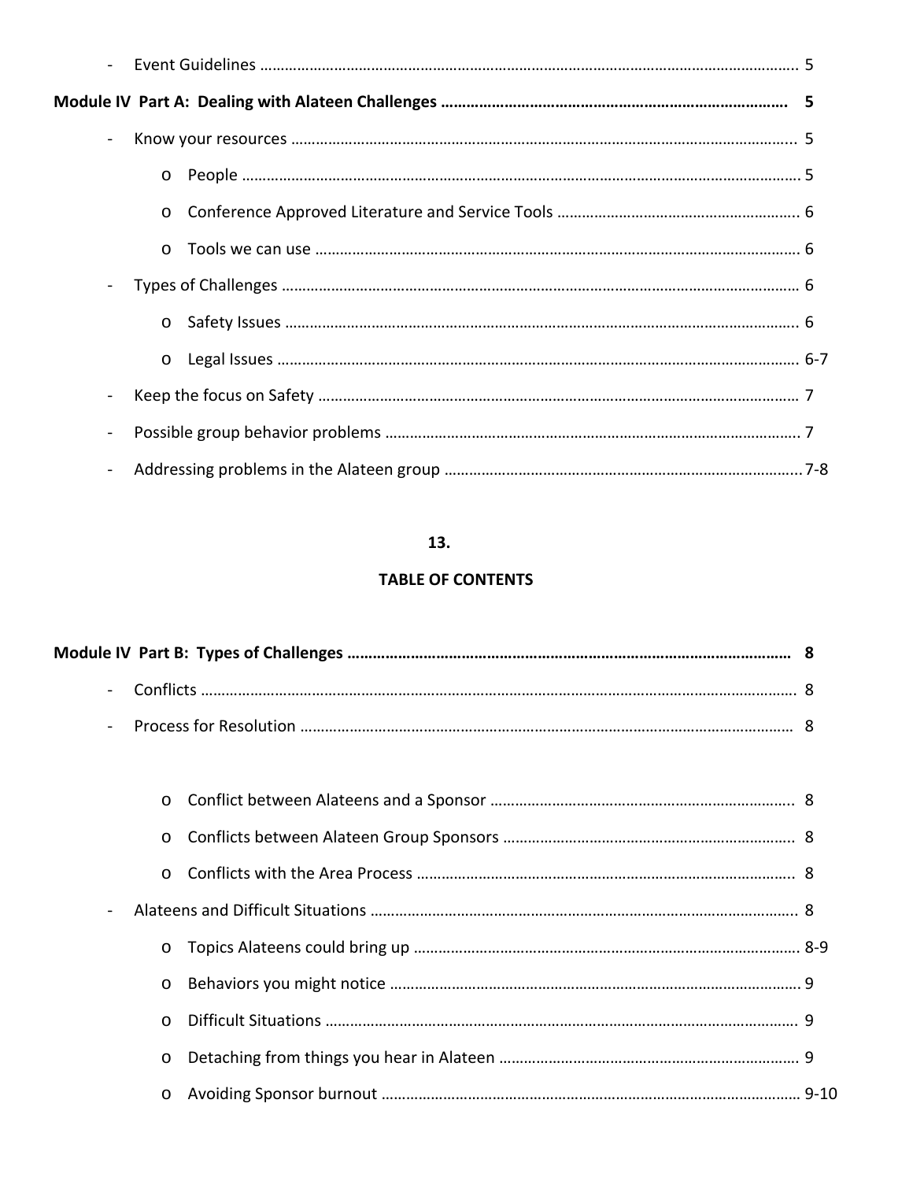- Event Guidelines .................................................................................................................................. 5

**Module IV Part A: Dealing with Alateen Challenges ................................................................................ 5**

- Know your resources .......................................................................................................................... 5
    - People ....................................................................................................................................... 5
    - Conference Approved Literature and Service Tools .......................................................... 6
    - Tools we can use ..................................................................................................................... 6
- Types of Challenges ............................................................................................................................ 6
    - Safety Issues ............................................................................................................................ 6
    - Legal Issues .............................................................................................................................. 6-7
- Keep the focus on Safety .................................................................................................................... 7
- Possible group behavior problems .................................................................................................... 7
- Addressing problems in the Alateen group ....................................................................................... 7-8

**13.**

**TABLE OF CONTENTS**

**Module IV Part B: Types of Challenges ....................................................................................................... 8**

- Conflicts ............................................................................................................................................... 8
- Process for Resolution ....................................................................................................................... 8
    - Conflict between Alateens and a Sponsor ........................................................................... 8
    - Conflicts between Alateen Group Sponsors ....................................................................... 8
    - Conflicts with the Area Process ............................................................................................ 8
- Alateens and Difficult Situations ........................................................................................................ 8
    - Topics Alateens could bring up ............................................................................................. 8-9
    - Behaviors you might notice ................................................................................................... 9
    - Difficult Situations ................................................................................................................... 9
    - Detaching from things you hear in Alateen ......................................................................... 9
    - Avoiding Sponsor burnout ..................................................................................................... 9-10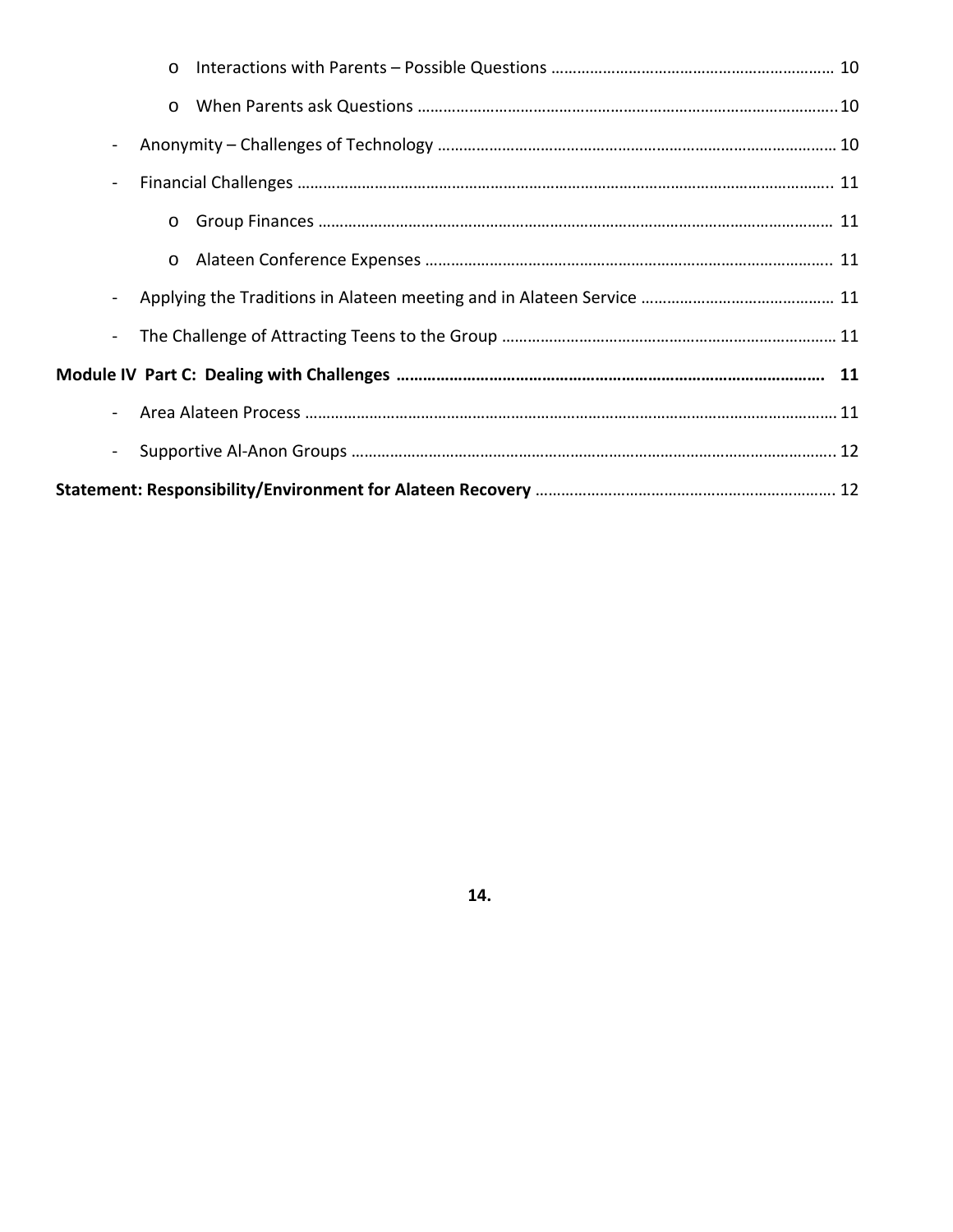- Interactions with Parents – Possible Questions ...................................................................... 10
- When Parents ask Questions ....................................................................................................10

- Anonymity – Challenges of Technology ........................................................................................ 10
- Financial Challenges ....................................................................................................................... 11
  - Group Finances .......................................................................................................................... 11
  - Alateen Conference Expenses .................................................................................................. 11
- Applying the Traditions in Alateen meeting and in Alateen Service ............................................ 11
- The Challenge of Attracting Teens to the Group .......................................................................... 11

**Module IV Part C: Dealing with Challenges ..................................................................................... 11**

- Area Alateen Process ...................................................................................................................... 11
- Supportive Al-Anon Groups ............................................................................................................ 12

**Statement: Responsibility/Environment for Alateen Recovery** ...................................................................... 12

**14.**